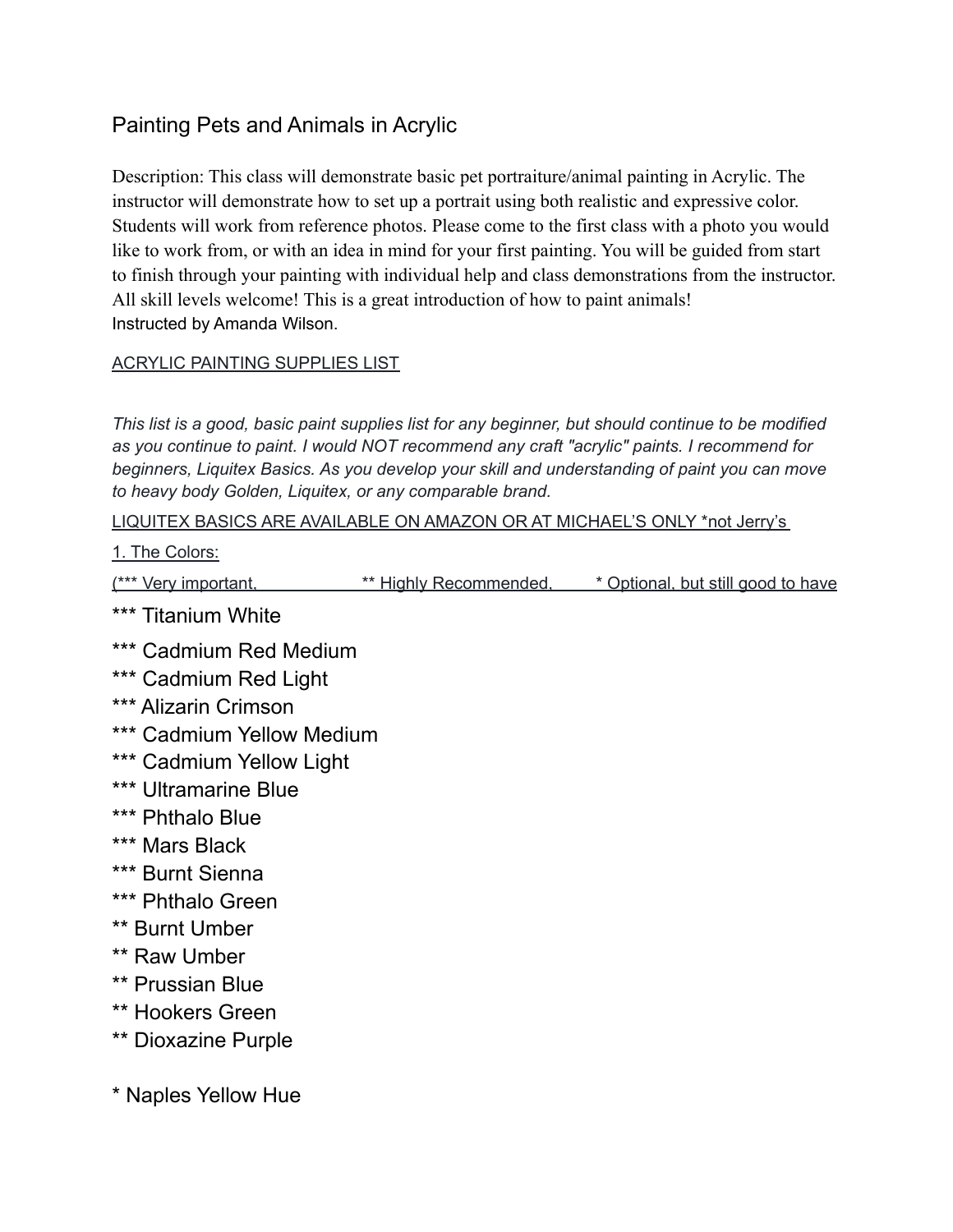# Painting Pets and Animals in Acrylic

Description: This class will demonstrate basic pet portraiture/animal painting in Acrylic. The instructor will demonstrate how to set up a portrait using both realistic and expressive color. Students will work from reference photos. Please come to the first class with a photo you would like to work from, or with an idea in mind for your first painting. You will be guided from start to finish through your painting with individual help and class demonstrations from the instructor. All skill levels welcome! This is a great introduction of how to paint animals!
Instructed by Amanda Wilson.

ACRYLIC PAINTING SUPPLIES LIST

*This list is a good, basic paint supplies list for any beginner, but should continue to be modified as you continue to paint. I would NOT recommend any craft "acrylic" paints. I recommend for beginners, Liquitex Basics. As you develop your skill and understanding of paint you can move to heavy body Golden, Liquitex, or any comparable brand.*

LIQUITEX BASICS ARE AVAILABLE ON AMAZON OR AT MICHAEL'S ONLY *not Jerry's

1. The Colors:

(*** Very important, ** Highly Recommended, * Optional, but still good to have

*** Titanium White
*** Cadmium Red Medium
*** Cadmium Red Light
*** Alizarin Crimson
*** Cadmium Yellow Medium
*** Cadmium Yellow Light
*** Ultramarine Blue
*** Phthalo Blue
*** Mars Black
*** Burnt Sienna
*** Phthalo Green
** Burnt Umber
** Raw Umber
** Prussian Blue
** Hookers Green
** Dioxazine Purple

* Naples Yellow Hue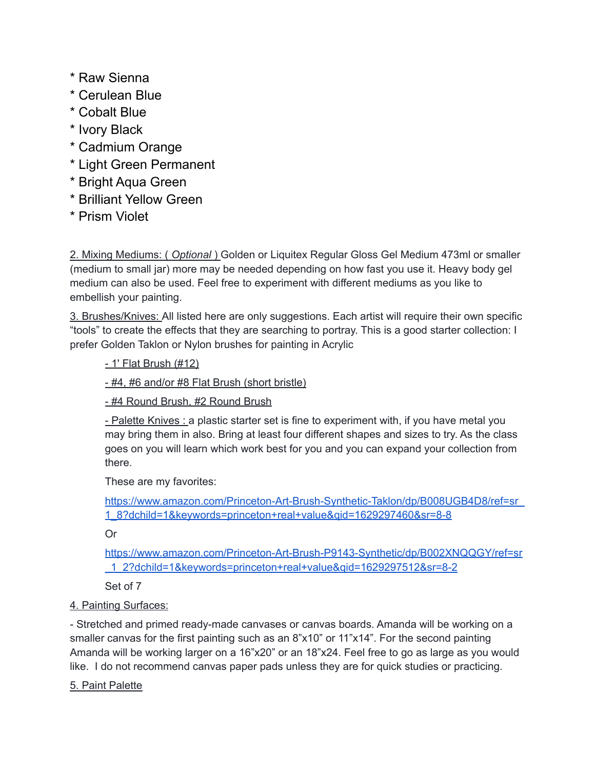* Raw Sienna
* Cerulean Blue
* Cobalt Blue
* Ivory Black
* Cadmium Orange
* Light Green Permanent
* Bright Aqua Green
* Brilliant Yellow Green
* Prism Violet

2. Mixing Mediums: ( *Optional* ) Golden or Liquitex Regular Gloss Gel Medium 473ml or smaller (medium to small jar) more may be needed depending on how fast you use it. Heavy body gel medium can also be used. Feel free to experiment with different mediums as you like to embellish your painting.

3. Brushes/Knives: All listed here are only suggestions. Each artist will require their own specific "tools" to create the effects that they are searching to portray. This is a good starter collection: I prefer Golden Taklon or Nylon brushes for painting in Acrylic

- 1' Flat Brush (#12)
- #4, #6 and/or #8 Flat Brush (short bristle)
- #4 Round Brush, #2 Round Brush
- Palette Knives : a plastic starter set is fine to experiment with, if you have metal you may bring them in also. Bring at least four different shapes and sizes to try. As the class goes on you will learn which work best for you and you can expand your collection from there.

These are my favorites:

https://www.amazon.com/Princeton-Art-Brush-Synthetic-Taklon/dp/B008UGB4D8/ref=sr_1_8?dchild=1&keywords=princeton+real+value&qid=1629297460&sr=8-8

Or

https://www.amazon.com/Princeton-Art-Brush-P9143-Synthetic/dp/B002XNQQGY/ref=sr_1_2?dchild=1&keywords=princeton+real+value&qid=1629297512&sr=8-2

Set of 7

4. Painting Surfaces:

- Stretched and primed ready-made canvases or canvas boards. Amanda will be working on a smaller canvas for the first painting such as an 8"x10" or 11"x14". For the second painting Amanda will be working larger on a 16"x20" or an 18"x24. Feel free to go as large as you would like. I do not recommend canvas paper pads unless they are for quick studies or practicing.

5. Paint Palette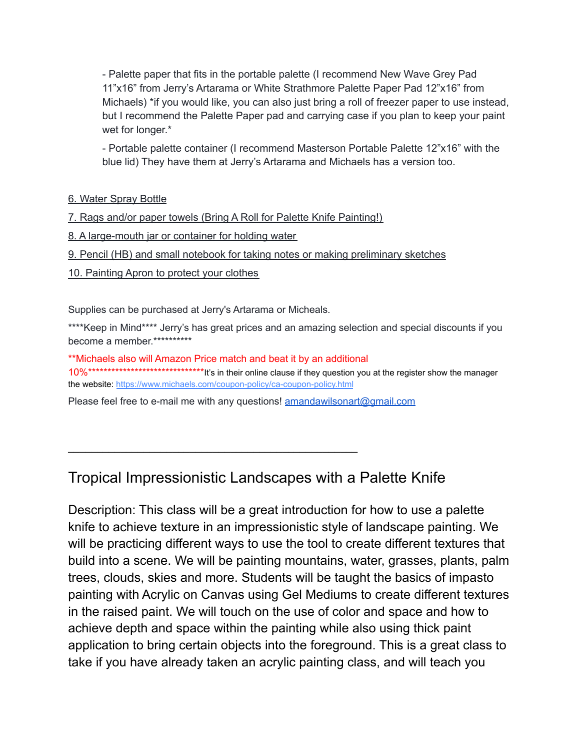- Palette paper that fits in the portable palette (I recommend New Wave Grey Pad 11"x16" from Jerry's Artarama or White Strathmore Palette Paper Pad 12"x16" from Michaels) *if you would like, you can also just bring a roll of freezer paper to use instead, but I recommend the Palette Paper pad and carrying case if you plan to keep your paint wet for longer.*

- Portable palette container (I recommend Masterson Portable Palette 12"x16" with the blue lid) They have them at Jerry's Artarama and Michaels has a version too.

6. Water Spray Bottle

7. Rags and/or paper towels (Bring A Roll for Palette Knife Painting!)

8. A large-mouth jar or container for holding water

9. Pencil (HB) and small notebook for taking notes or making preliminary sketches

10. Painting Apron to protect your clothes

Supplies can be purchased at Jerry's Artarama or Micheals.

****Keep in Mind**** Jerry's has great prices and an amazing selection and special discounts if you become a member.**********

**Michaels also will Amazon Price match and beat it by an additional 10%*******************************It's in their online clause if they question you at the register show the manager the website: https://www.michaels.com/coupon-policy/ca-coupon-policy.html

Please feel free to e-mail me with any questions! amandawilsonart@gmail.com

---

## Tropical Impressionistic Landscapes with a Palette Knife

Description: This class will be a great introduction for how to use a palette knife to achieve texture in an impressionistic style of landscape painting. We will be practicing different ways to use the tool to create different textures that build into a scene. We will be painting mountains, water, grasses, plants, palm trees, clouds, skies and more. Students will be taught the basics of impasto painting with Acrylic on Canvas using Gel Mediums to create different textures in the raised paint. We will touch on the use of color and space and how to achieve depth and space within the painting while also using thick paint application to bring certain objects into the foreground. This is a great class to take if you have already taken an acrylic painting class, and will teach you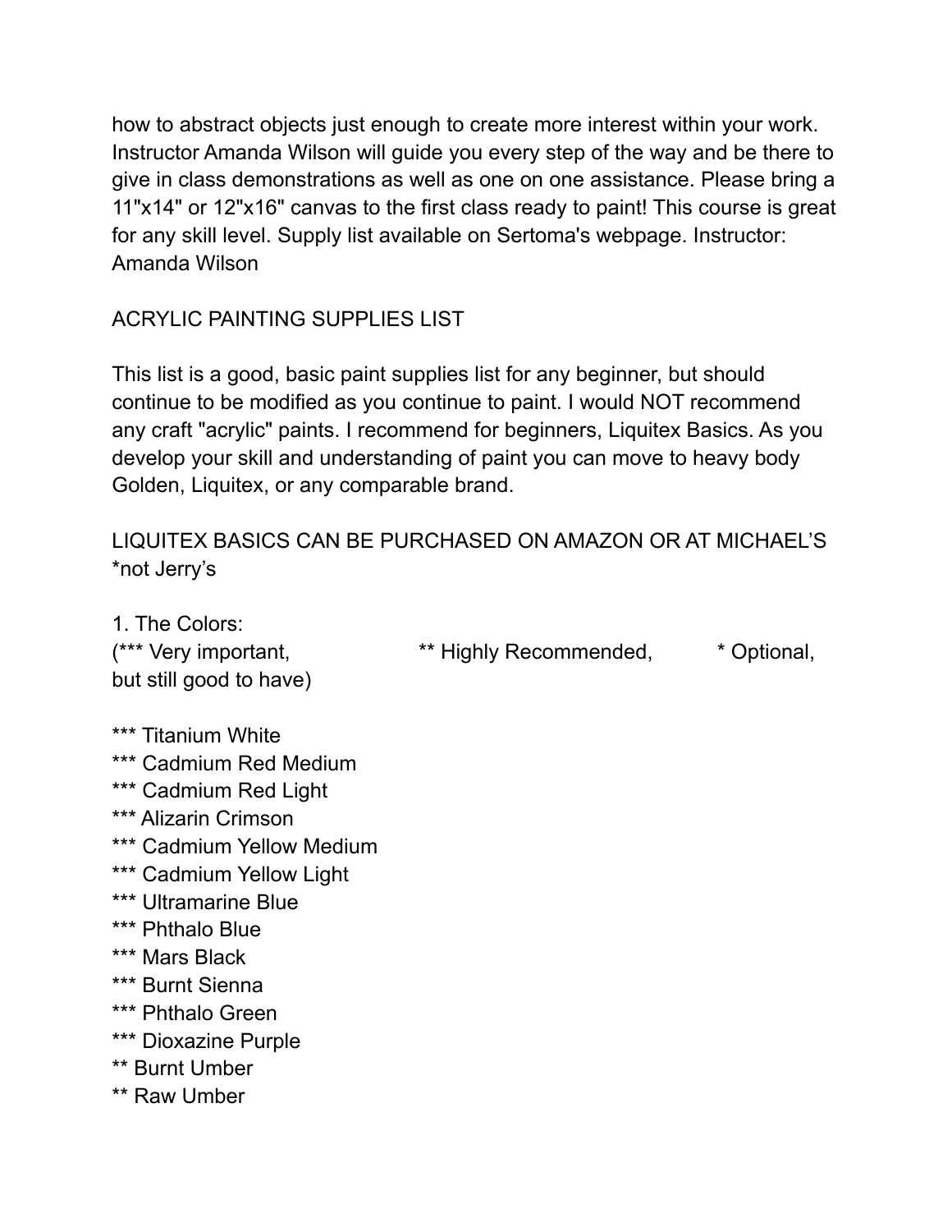how to abstract objects just enough to create more interest within your work. Instructor Amanda Wilson will guide you every step of the way and be there to give in class demonstrations as well as one on one assistance. Please bring a 11"x14" or 12"x16" canvas to the first class ready to paint! This course is great for any skill level. Supply list available on Sertoma's webpage. Instructor: Amanda Wilson

ACRYLIC PAINTING SUPPLIES LIST

This list is a good, basic paint supplies list for any beginner, but should continue to be modified as you continue to paint. I would NOT recommend any craft "acrylic" paints. I recommend for beginners, Liquitex Basics. As you develop your skill and understanding of paint you can move to heavy body Golden, Liquitex, or any comparable brand.

LIQUITEX BASICS CAN BE PURCHASED ON AMAZON OR AT MICHAEL'S *not Jerry's

1. The Colors:
(*** Very important, ** Highly Recommended, * Optional, but still good to have)

*** Titanium White
*** Cadmium Red Medium
*** Cadmium Red Light
*** Alizarin Crimson
*** Cadmium Yellow Medium
*** Cadmium Yellow Light
*** Ultramarine Blue
*** Phthalo Blue
*** Mars Black
*** Burnt Sienna
*** Phthalo Green
*** Dioxazine Purple
** Burnt Umber
** Raw Umber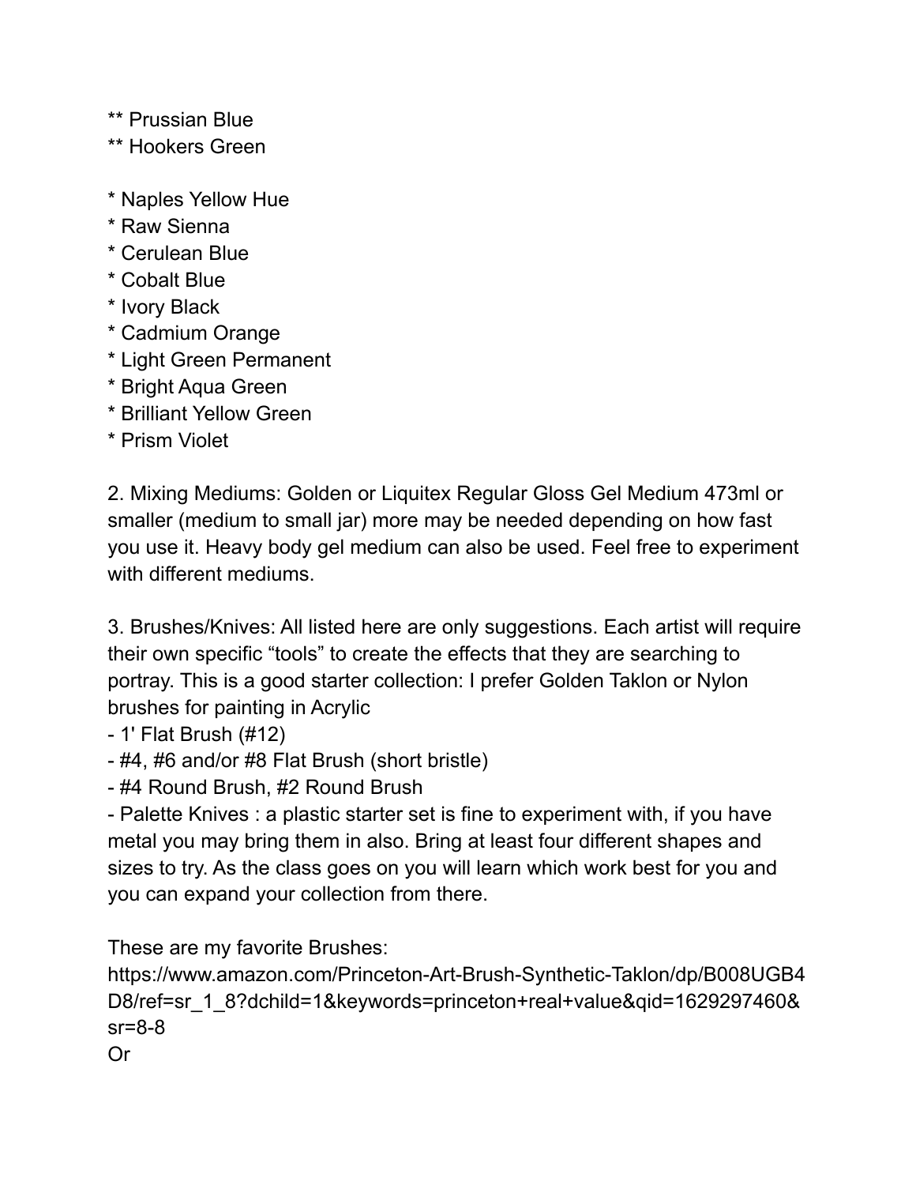** Prussian Blue
** Hookers Green

* Naples Yellow Hue
* Raw Sienna
* Cerulean Blue
* Cobalt Blue
* Ivory Black
* Cadmium Orange
* Light Green Permanent
* Bright Aqua Green
* Brilliant Yellow Green
* Prism Violet

2. Mixing Mediums: Golden or Liquitex Regular Gloss Gel Medium 473ml or smaller (medium to small jar) more may be needed depending on how fast you use it. Heavy body gel medium can also be used. Feel free to experiment with different mediums.

3. Brushes/Knives: All listed here are only suggestions. Each artist will require their own specific "tools" to create the effects that they are searching to portray. This is a good starter collection: I prefer Golden Taklon or Nylon brushes for painting in Acrylic

- 1' Flat Brush (#12)
- #4, #6 and/or #8 Flat Brush (short bristle)
- #4 Round Brush, #2 Round Brush
- Palette Knives : a plastic starter set is fine to experiment with, if you have metal you may bring them in also. Bring at least four different shapes and sizes to try. As the class goes on you will learn which work best for you and you can expand your collection from there.

These are my favorite Brushes:
https://www.amazon.com/Princeton-Art-Brush-Synthetic-Taklon/dp/B008UGB4D8/ref=sr_1_8?dchild=1&keywords=princeton+real+value&qid=1629297460&sr=8-8
Or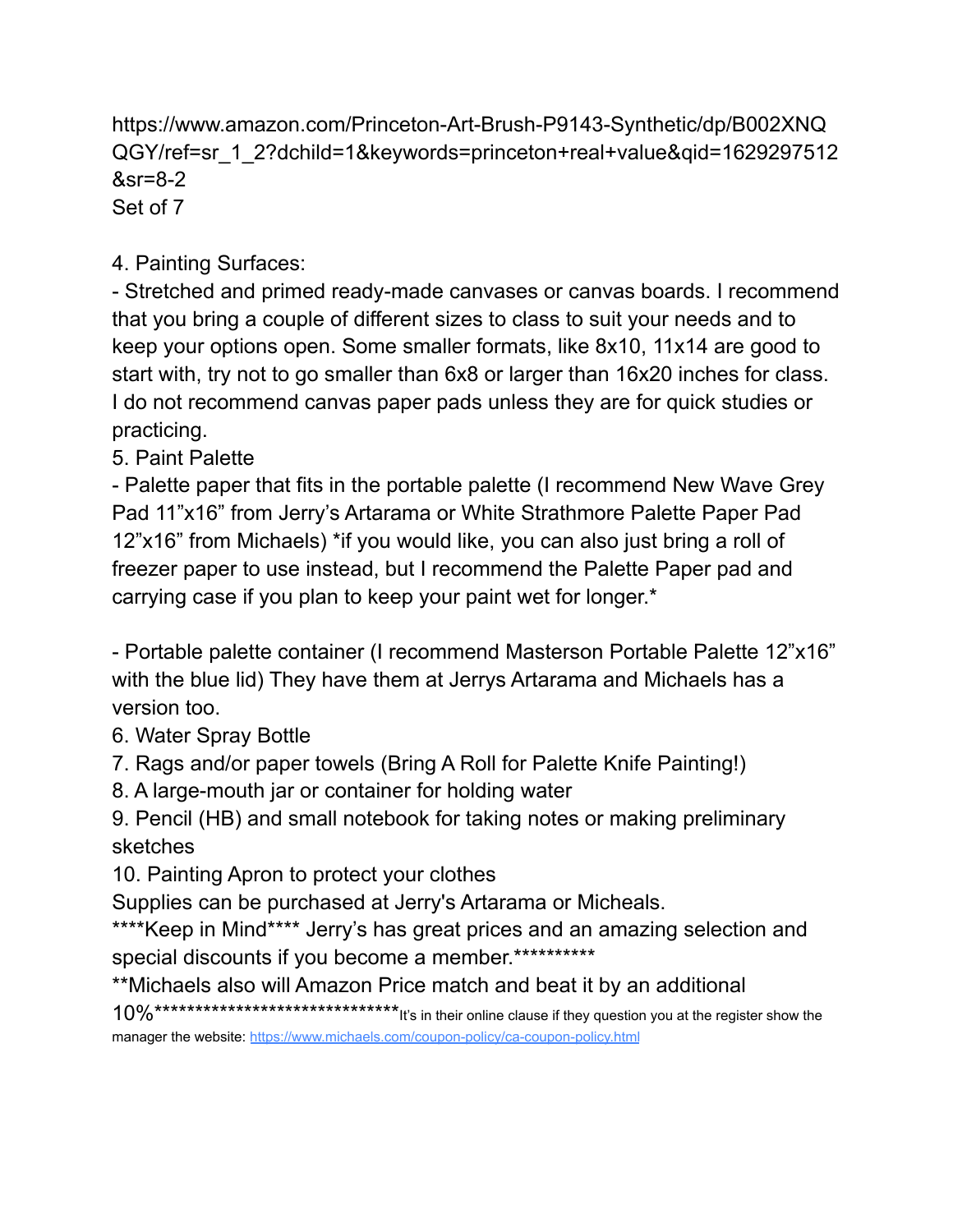https://www.amazon.com/Princeton-Art-Brush-P9143-Synthetic/dp/B002XNQQGY/ref=sr_1_2?dchild=1&keywords=princeton+real+value&qid=1629297512&sr=8-2
Set of 7

4. Painting Surfaces:
- Stretched and primed ready-made canvases or canvas boards. I recommend that you bring a couple of different sizes to class to suit your needs and to keep your options open. Some smaller formats, like 8x10, 11x14 are good to start with, try not to go smaller than 6x8 or larger than 16x20 inches for class. I do not recommend canvas paper pads unless they are for quick studies or practicing.

5. Paint Palette
- Palette paper that fits in the portable palette (I recommend New Wave Grey Pad 11"x16" from Jerry's Artarama or White Strathmore Palette Paper Pad 12"x16" from Michaels) *if you would like, you can also just bring a roll of freezer paper to use instead, but I recommend the Palette Paper pad and carrying case if you plan to keep your paint wet for longer.*

- Portable palette container (I recommend Masterson Portable Palette 12"x16" with the blue lid) They have them at Jerrys Artarama and Michaels has a version too.

6. Water Spray Bottle
7. Rags and/or paper towels (Bring A Roll for Palette Knife Painting!)
8. A large-mouth jar or container for holding water
9. Pencil (HB) and small notebook for taking notes or making preliminary sketches
10. Painting Apron to protect your clothes

Supplies can be purchased at Jerry's Artarama or Micheals.

****Keep in Mind**** Jerry's has great prices and an amazing selection and special discounts if you become a member.**********

**Michaels also will Amazon Price match and beat it by an additional 10%****************************** It's in their online clause if they question you at the register show the manager the website: https://www.michaels.com/coupon-policy/ca-coupon-policy.html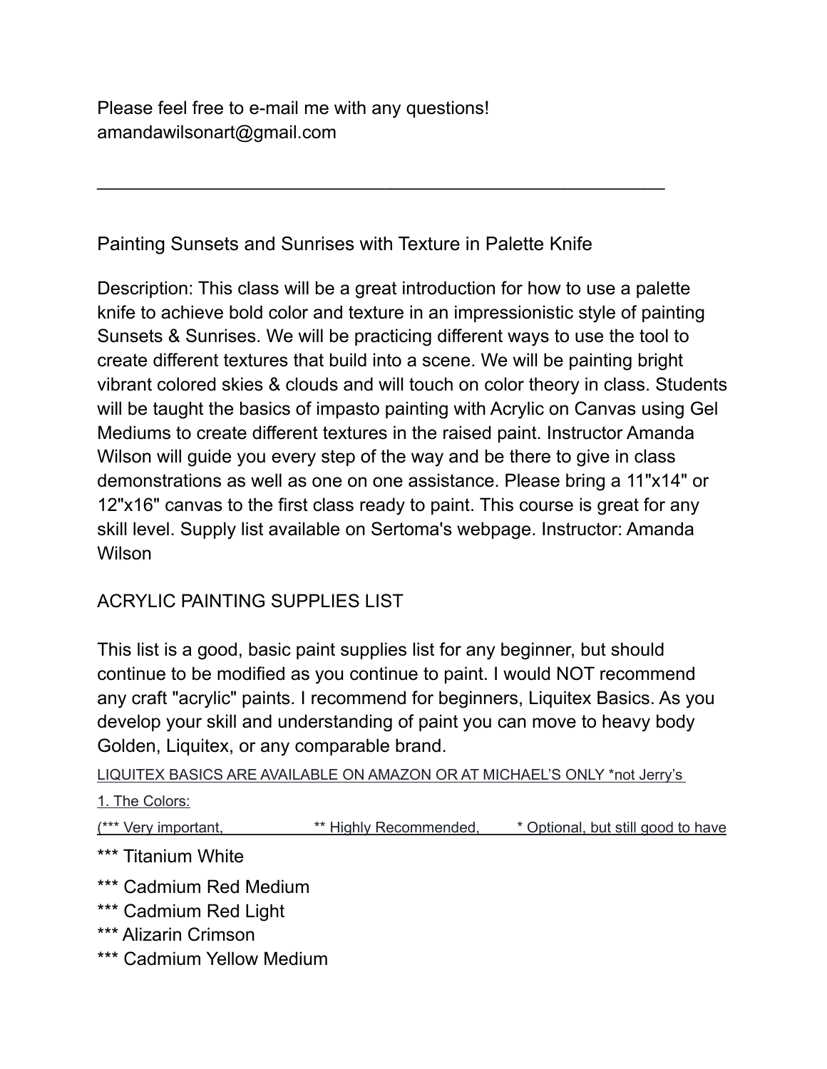Please feel free to e-mail me with any questions!
amandawilsonart@gmail.com

---

## Painting Sunsets and Sunrises with Texture in Palette Knife

Description: This class will be a great introduction for how to use a palette knife to achieve bold color and texture in an impressionistic style of painting Sunsets & Sunrises. We will be practicing different ways to use the tool to create different textures that build into a scene. We will be painting bright vibrant colored skies & clouds and will touch on color theory in class. Students will be taught the basics of impasto painting with Acrylic on Canvas using Gel Mediums to create different textures in the raised paint. Instructor Amanda Wilson will guide you every step of the way and be there to give in class demonstrations as well as one on one assistance. Please bring a 11"x14" or 12"x16" canvas to the first class ready to paint. This course is great for any skill level. Supply list available on Sertoma's webpage. Instructor: Amanda Wilson

## ACRYLIC PAINTING SUPPLIES LIST

This list is a good, basic paint supplies list for any beginner, but should continue to be modified as you continue to paint. I would NOT recommend any craft "acrylic" paints. I recommend for beginners, Liquitex Basics. As you develop your skill and understanding of paint you can move to heavy body Golden, Liquitex, or any comparable brand.

<u>LIQUITEX BASICS ARE AVAILABLE ON AMAZON OR AT MICHAEL'S ONLY *not Jerry's</u>

<u>1. The Colors:</u>

<u>(*** Very important, ** Highly Recommended, * Optional, but still good to have</u>

*** Titanium White

*** Cadmium Red Medium
*** Cadmium Red Light
*** Alizarin Crimson
*** Cadmium Yellow Medium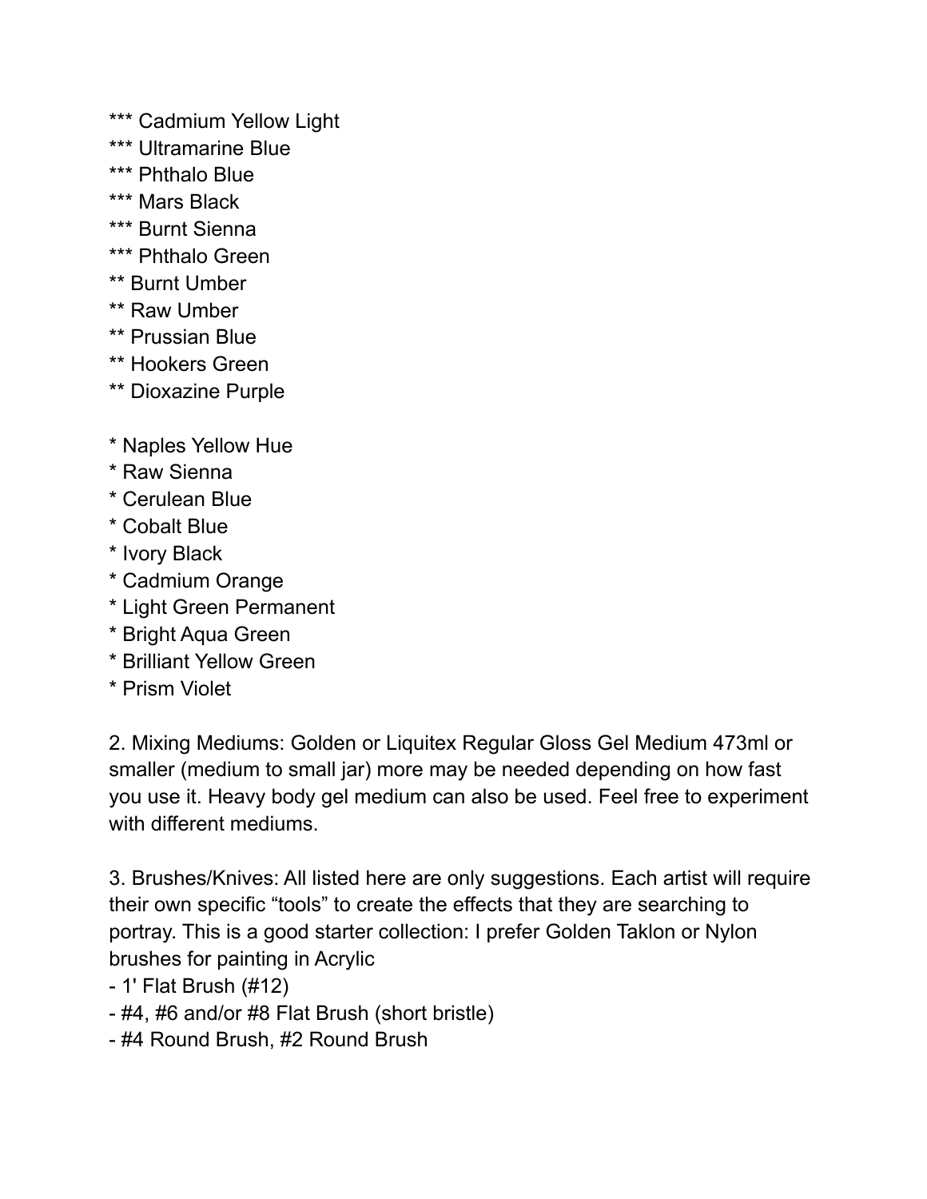*** Cadmium Yellow Light
*** Ultramarine Blue
*** Phthalo Blue
*** Mars Black
*** Burnt Sienna
*** Phthalo Green
** Burnt Umber
** Raw Umber
** Prussian Blue
** Hookers Green
** Dioxazine Purple

* Naples Yellow Hue
* Raw Sienna
* Cerulean Blue
* Cobalt Blue
* Ivory Black
* Cadmium Orange
* Light Green Permanent
* Bright Aqua Green
* Brilliant Yellow Green
* Prism Violet

2. Mixing Mediums: Golden or Liquitex Regular Gloss Gel Medium 473ml or smaller (medium to small jar) more may be needed depending on how fast you use it. Heavy body gel medium can also be used. Feel free to experiment with different mediums.

3. Brushes/Knives: All listed here are only suggestions. Each artist will require their own specific “tools” to create the effects that they are searching to portray. This is a good starter collection: I prefer Golden Taklon or Nylon brushes for painting in Acrylic

- 1' Flat Brush (#12)
- #4, #6 and/or #8 Flat Brush (short bristle)
- #4 Round Brush, #2 Round Brush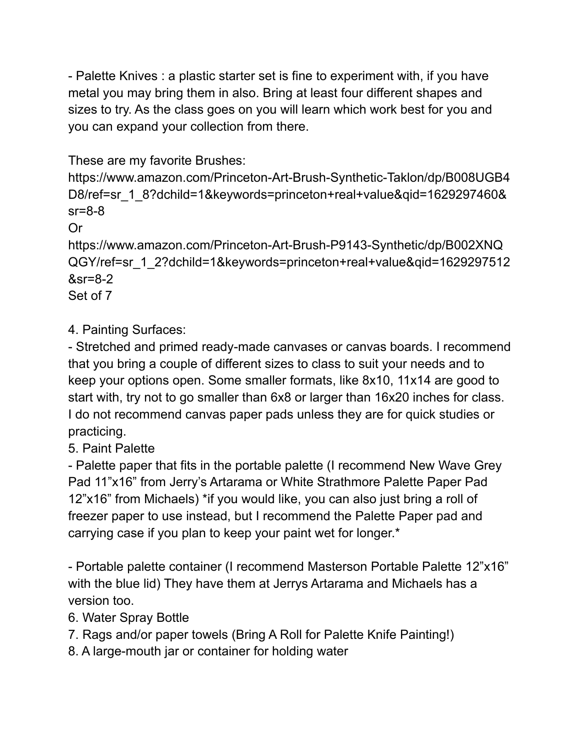- Palette Knives : a plastic starter set is fine to experiment with, if you have metal you may bring them in also. Bring at least four different shapes and sizes to try. As the class goes on you will learn which work best for you and you can expand your collection from there.

These are my favorite Brushes:
https://www.amazon.com/Princeton-Art-Brush-Synthetic-Taklon/dp/B008UGB4D8/ref=sr_1_8?dchild=1&keywords=princeton+real+value&qid=1629297460&sr=8-8
Or
https://www.amazon.com/Princeton-Art-Brush-P9143-Synthetic/dp/B002XNQQGY/ref=sr_1_2?dchild=1&keywords=princeton+real+value&qid=1629297512&sr=8-2
Set of 7

4. Painting Surfaces:
- Stretched and primed ready-made canvases or canvas boards. I recommend that you bring a couple of different sizes to class to suit your needs and to keep your options open. Some smaller formats, like 8x10, 11x14 are good to start with, try not to go smaller than 6x8 or larger than 16x20 inches for class. I do not recommend canvas paper pads unless they are for quick studies or practicing.

5. Paint Palette
- Palette paper that fits in the portable palette (I recommend New Wave Grey Pad 11”x16” from Jerry’s Artarama or White Strathmore Palette Paper Pad 12”x16” from Michaels) *if you would like, you can also just bring a roll of freezer paper to use instead, but I recommend the Palette Paper pad and carrying case if you plan to keep your paint wet for longer.*

- Portable palette container (I recommend Masterson Portable Palette 12”x16” with the blue lid) They have them at Jerrys Artarama and Michaels has a version too.

6. Water Spray Bottle
7. Rags and/or paper towels (Bring A Roll for Palette Knife Painting!)
8. A large-mouth jar or container for holding water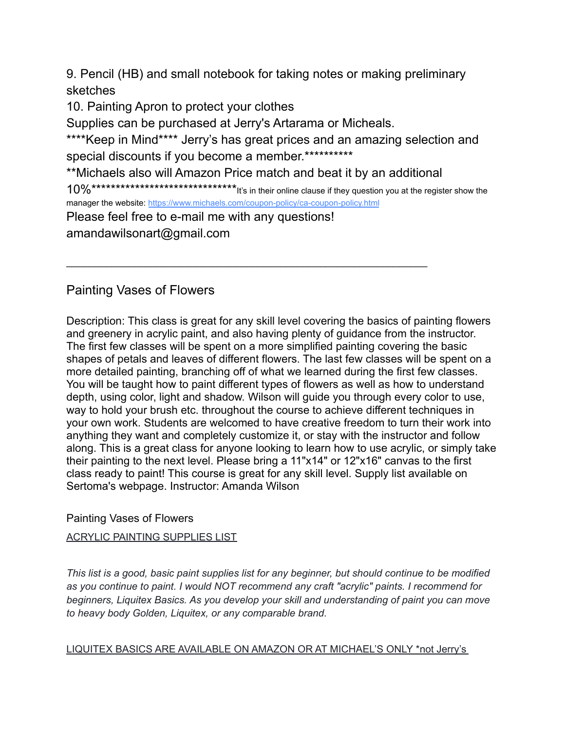9. Pencil (HB) and small notebook for taking notes or making preliminary sketches
10. Painting Apron to protect your clothes

Supplies can be purchased at Jerry's Artarama or Micheals.

****Keep in Mind**** Jerry's has great prices and an amazing selection and special discounts if you become a member.**********

**Michaels also will Amazon Price match and beat it by an additional 10%******************************It's in their online clause if they question you at the register show the manager the website: https://www.michaels.com/coupon-policy/ca-coupon-policy.html

Please feel free to e-mail me with any questions!
amandawilsonart@gmail.com

---

## Painting Vases of Flowers

Description: This class is great for any skill level covering the basics of painting flowers and greenery in acrylic paint, and also having plenty of guidance from the instructor. The first few classes will be spent on a more simplified painting covering the basic shapes of petals and leaves of different flowers. The last few classes will be spent on a more detailed painting, branching off of what we learned during the first few classes. You will be taught how to paint different types of flowers as well as how to understand depth, using color, light and shadow. Wilson will guide you through every color to use, way to hold your brush etc. throughout the course to achieve different techniques in your own work. Students are welcomed to have creative freedom to turn their work into anything they want and completely customize it, or stay with the instructor and follow along. This is a great class for anyone looking to learn how to use acrylic, or simply take their painting to the next level. Please bring a 11"x14" or 12"x16" canvas to the first class ready to paint! This course is great for any skill level. Supply list available on Sertoma's webpage. Instructor: Amanda Wilson

### Painting Vases of Flowers

ACRYLIC PAINTING SUPPLIES LIST

*This list is a good, basic paint supplies list for any beginner, but should continue to be modified as you continue to paint. I would NOT recommend any craft "acrylic" paints. I recommend for beginners, Liquitex Basics. As you develop your skill and understanding of paint you can move to heavy body Golden, Liquitex, or any comparable brand.*

LIQUITEX BASICS ARE AVAILABLE ON AMAZON OR AT MICHAEL'S ONLY *not Jerry's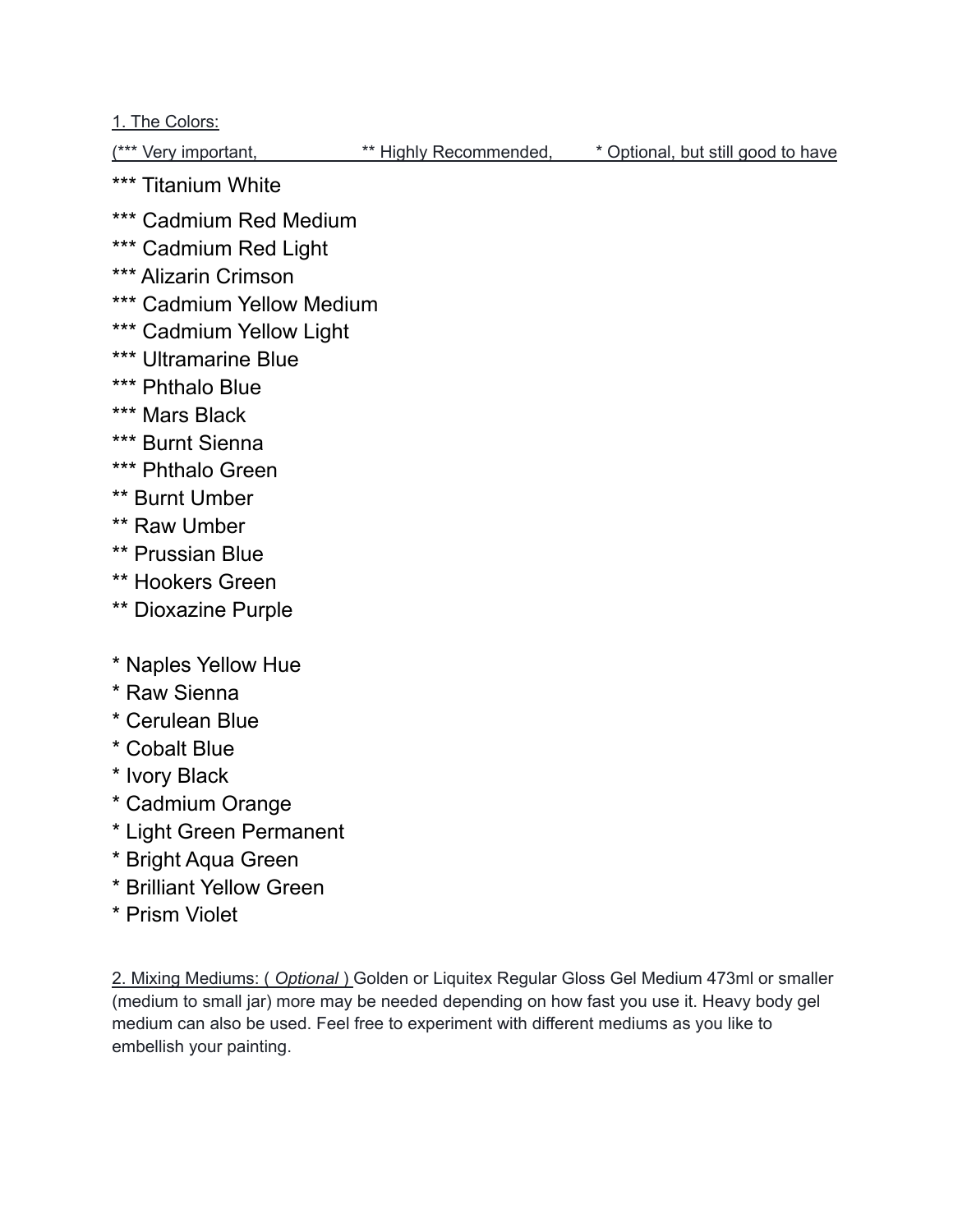1. The Colors:

(*** Very important, ** Highly Recommended, * Optional, but still good to have

*** Titanium White
*** Cadmium Red Medium
*** Cadmium Red Light
*** Alizarin Crimson
*** Cadmium Yellow Medium
*** Cadmium Yellow Light
*** Ultramarine Blue
*** Phthalo Blue
*** Mars Black
*** Burnt Sienna
*** Phthalo Green
** Burnt Umber
** Raw Umber
** Prussian Blue
** Hookers Green
** Dioxazine Purple

* Naples Yellow Hue
* Raw Sienna
* Cerulean Blue
* Cobalt Blue
* Ivory Black
* Cadmium Orange
* Light Green Permanent
* Bright Aqua Green
* Brilliant Yellow Green
* Prism Violet

2. Mixing Mediums: ( *Optional* ) Golden or Liquitex Regular Gloss Gel Medium 473ml or smaller (medium to small jar) more may be needed depending on how fast you use it. Heavy body gel medium can also be used. Feel free to experiment with different mediums as you like to embellish your painting.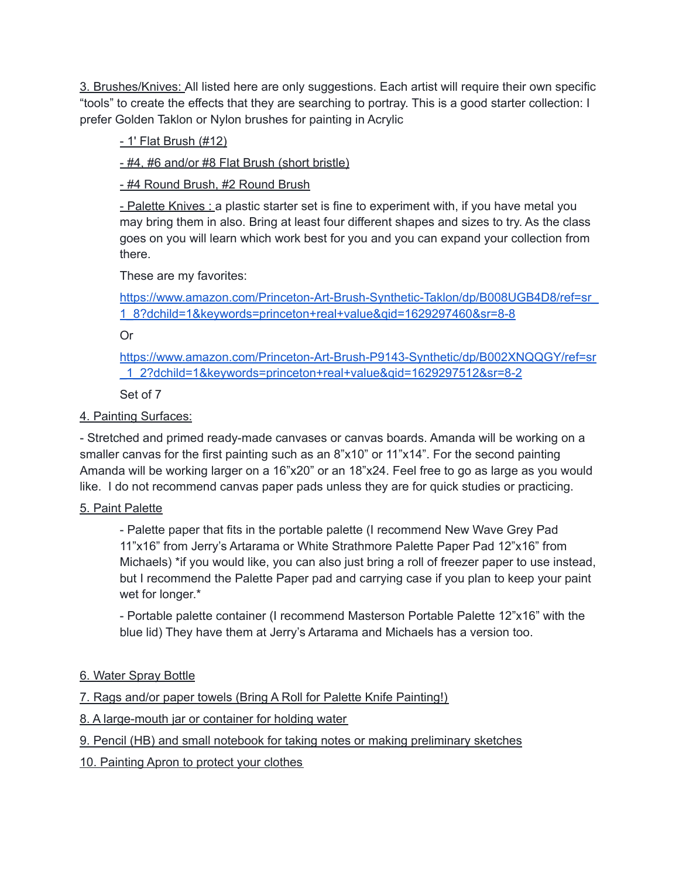3. Brushes/Knives: All listed here are only suggestions. Each artist will require their own specific "tools" to create the effects that they are searching to portray. This is a good starter collection: I prefer Golden Taklon or Nylon brushes for painting in Acrylic

- 1' Flat Brush (#12)
- #4, #6 and/or #8 Flat Brush (short bristle)
- #4 Round Brush, #2 Round Brush
- Palette Knives : a plastic starter set is fine to experiment with, if you have metal you may bring them in also. Bring at least four different shapes and sizes to try. As the class goes on you will learn which work best for you and you can expand your collection from there.

  These are my favorites:

  https://www.amazon.com/Princeton-Art-Brush-Synthetic-Taklon/dp/B008UGB4D8/ref=sr_1_8?dchild=1&keywords=princeton+real+value&qid=1629297460&sr=8-8

  Or

  https://www.amazon.com/Princeton-Art-Brush-P9143-Synthetic/dp/B002XNQQGY/ref=sr_1_2?dchild=1&keywords=princeton+real+value&qid=1629297512&sr=8-2

  Set of 7

4. Painting Surfaces:

- Stretched and primed ready-made canvases or canvas boards. Amanda will be working on a smaller canvas for the first painting such as an 8"x10" or 11"x14". For the second painting Amanda will be working larger on a 16"x20" or an 18"x24. Feel free to go as large as you would like. I do not recommend canvas paper pads unless they are for quick studies or practicing.

5. Paint Palette

- Palette paper that fits in the portable palette (I recommend New Wave Grey Pad 11"x16" from Jerry's Artarama or White Strathmore Palette Paper Pad 12"x16" from Michaels) *if you would like, you can also just bring a roll of freezer paper to use instead, but I recommend the Palette Paper pad and carrying case if you plan to keep your paint wet for longer.*

- Portable palette container (I recommend Masterson Portable Palette 12"x16" with the blue lid) They have them at Jerry's Artarama and Michaels has a version too.

6. Water Spray Bottle

7. Rags and/or paper towels (Bring A Roll for Palette Knife Painting!)

8. A large-mouth jar or container for holding water

9. Pencil (HB) and small notebook for taking notes or making preliminary sketches

10. Painting Apron to protect your clothes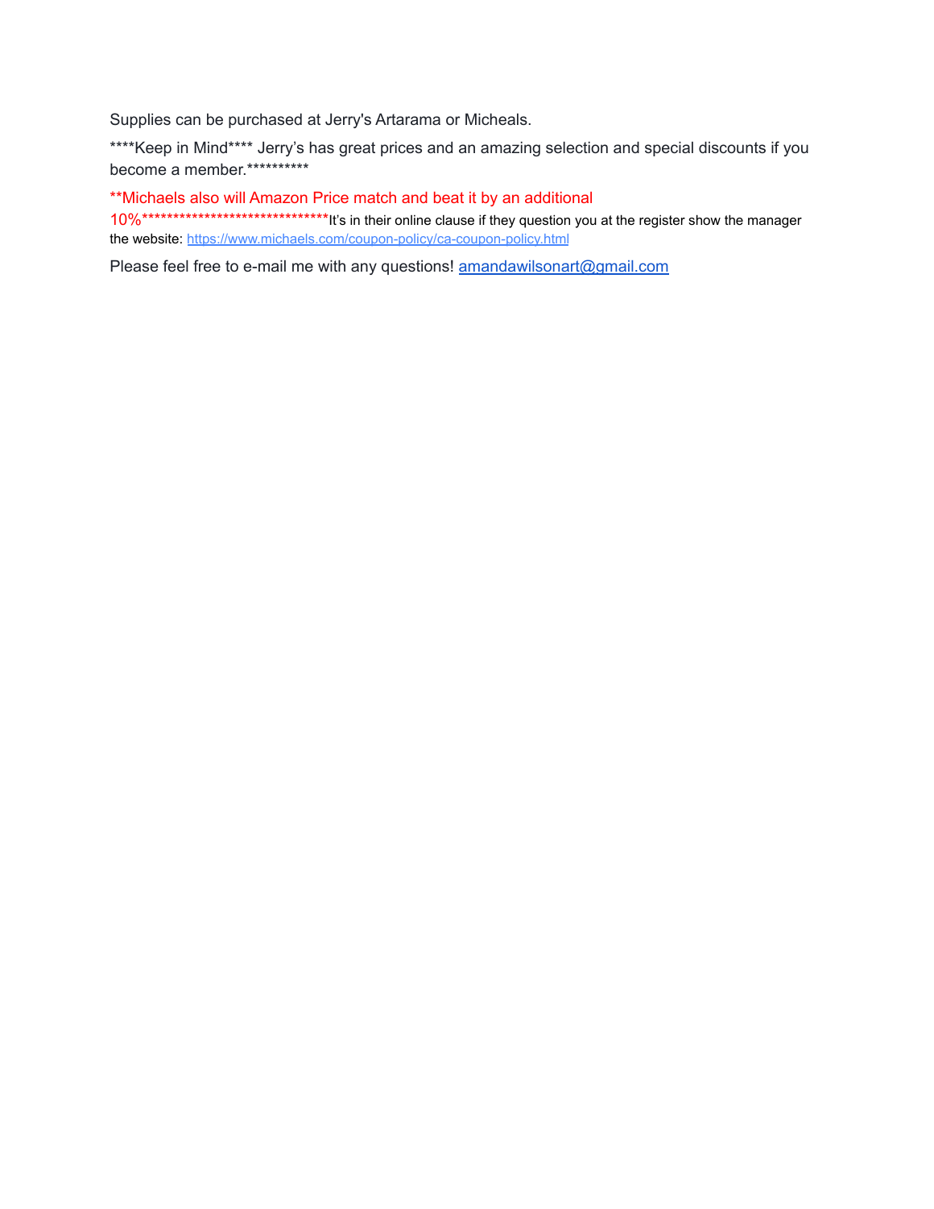Supplies can be purchased at Jerry's Artarama or Micheals.

****Keep in Mind**** Jerry’s has great prices and an amazing selection and special discounts if you become a member.**********

**Michaels also will Amazon Price match and beat it by an additional 10%*******************************It’s in their online clause if they question you at the register show the manager the website: https://www.michaels.com/coupon-policy/ca-coupon-policy.html

Please feel free to e-mail me with any questions! amandawilsonart@gmail.com